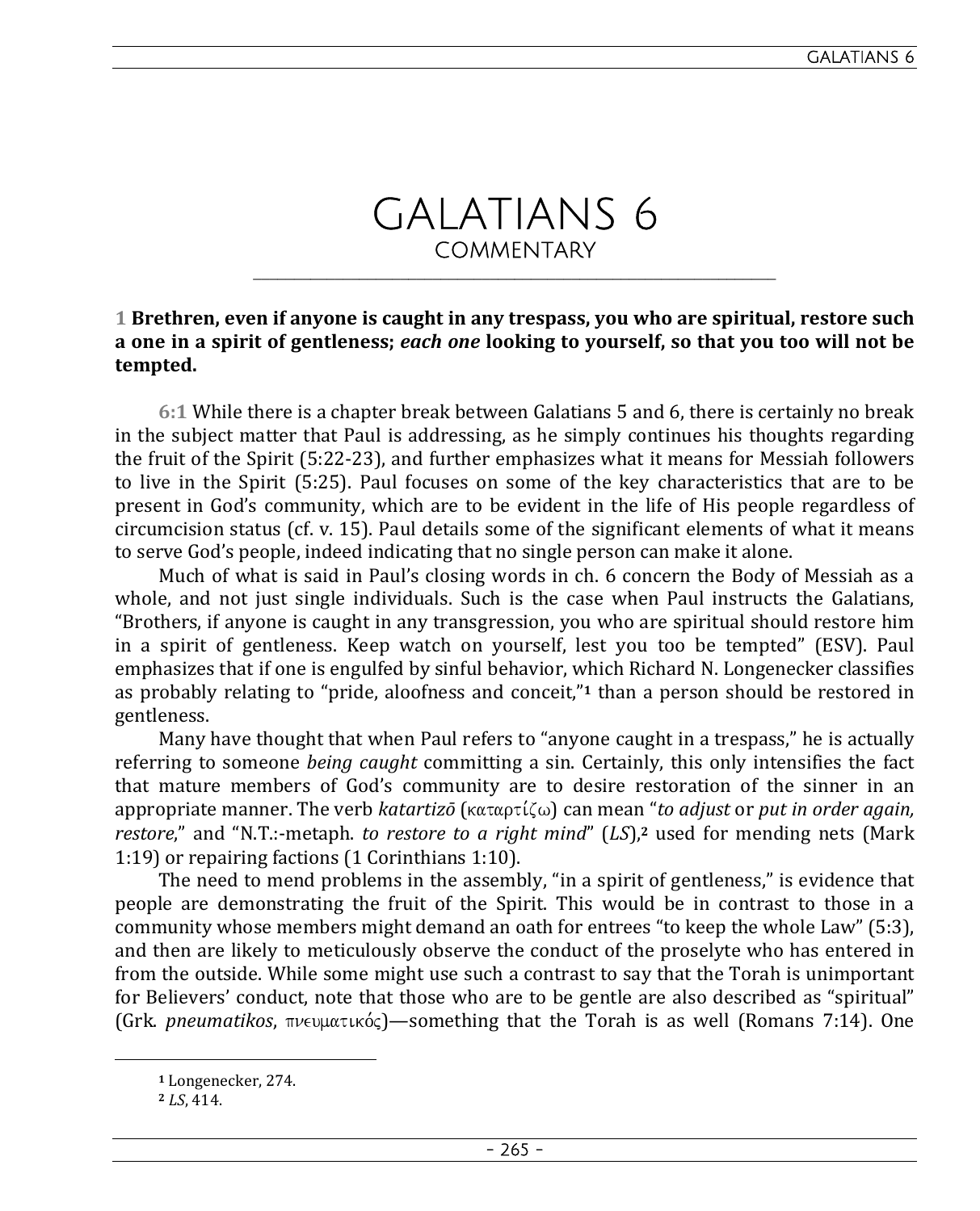# GALATIANS 6

COMMENTARY

**1 Brethren, even if anyone is caught in any trespass, you who are spiritual, restore such a one in a spirit of gentleness; *each one* looking to yourself, so that you too will not be tempted.**

6:1 While there is a chapter break between Galatians 5 and 6, there is certainly no break in the subject matter that Paul is addressing, as he simply continues his thoughts regarding the fruit of the Spirit (5:22-23), and further emphasizes what it means for Messiah followers to live in the Spirit (5:25). Paul focuses on some of the key characteristics that are to be present in God's community, which are to be evident in the life of His people regardless of circumcision status (cf. v. 15). Paul details some of the significant elements of what it means to serve God's people, indeed indicating that no single person can make it alone.

Much of what is said in Paul's closing words in ch. 6 concern the Body of Messiah as a whole, and not just single individuals. Such is the case when Paul instructs the Galatians, "Brothers, if anyone is caught in any transgression, you who are spiritual should restore him in a spirit of gentleness. Keep watch on yourself, lest you too be tempted" (ESV). Paul emphasizes that if one is engulfed by sinful behavior, which Richard N. Longenecker classifies as probably relating to "pride, aloofness and conceit,"[1] than a person should be restored in gentleness.

Many have thought that when Paul refers to "anyone caught in a trespass," he is actually referring to someone *being caught* committing a sin. Certainly, this only intensifies the fact that mature members of God's community are to desire restoration of the sinner in an appropriate manner. The verb *katartizō* (καταρτίζω) can mean "*to adjust* or *put in order again, restore*," and "N.T.:-metaph. *to restore to a right mind*" (*LS*),[2] used for mending nets (Mark 1:19) or repairing factions (1 Corinthians 1:10).

The need to mend problems in the assembly, "in a spirit of gentleness," is evidence that people are demonstrating the fruit of the Spirit. This would be in contrast to those in a community whose members might demand an oath for entrees "to keep the whole Law" (5:3), and then are likely to meticulously observe the conduct of the proselyte who has entered in from the outside. While some might use such a contrast to say that the Torah is unimportant for Believers' conduct, note that those who are to be gentle are also described as "spiritual" (Grk. *pneumatikos*, πνευματικός)—something that the Torah is as well (Romans 7:14). One

[1] Longenecker, 274.
[2] *LS*, 414.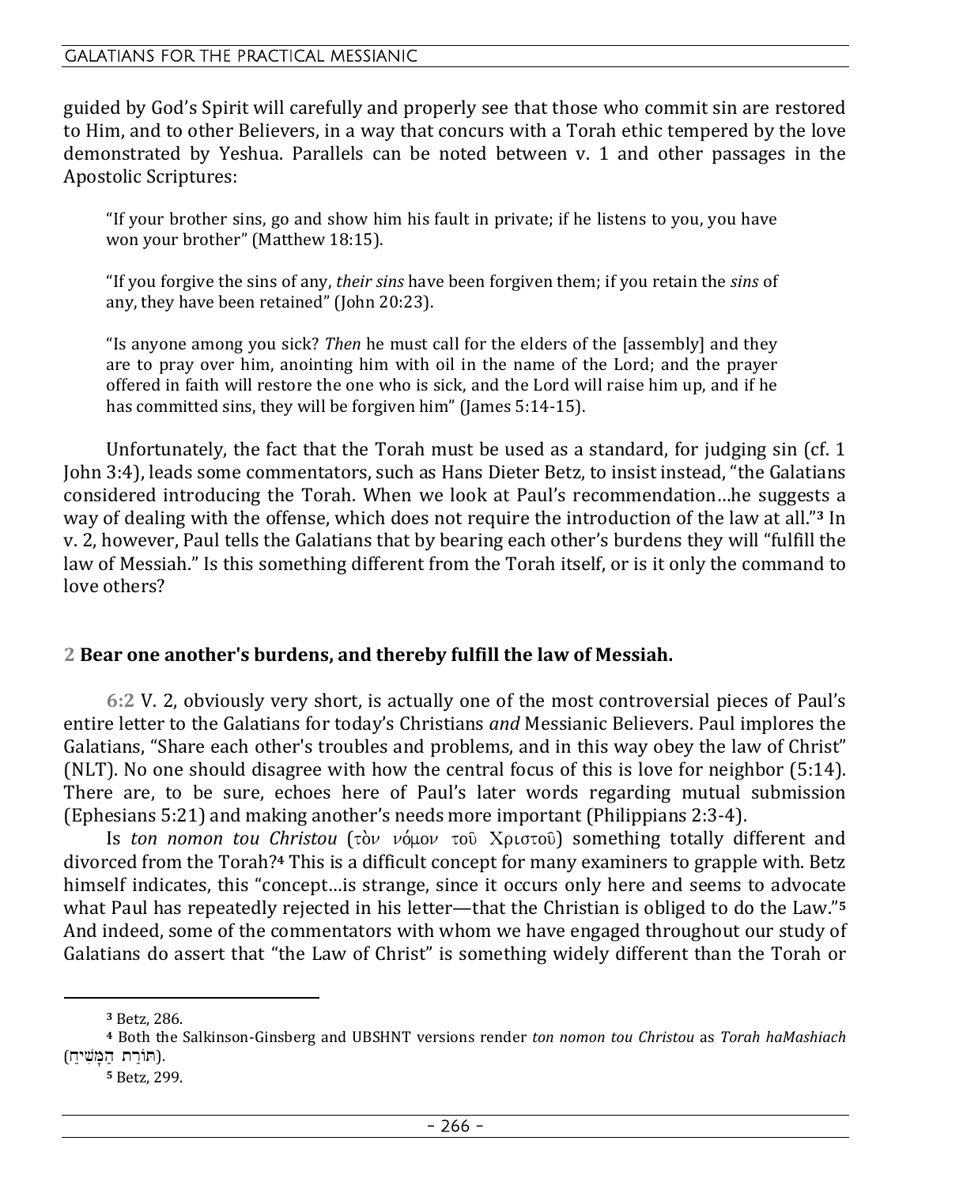guided by God's Spirit will carefully and properly see that those who commit sin are restored to Him, and to other Believers, in a way that concurs with a Torah ethic tempered by the love demonstrated by Yeshua. Parallels can be noted between v. 1 and other passages in the Apostolic Scriptures:

> "If your brother sins, go and show him his fault in private; if he listens to you, you have won your brother" (Matthew 18:15).

> "If you forgive the sins of any, *their sins* have been forgiven them; if you retain the *sins* of any, they have been retained" (John 20:23).

> "Is anyone among you sick? *Then* he must call for the elders of the [assembly] and they are to pray over him, anointing him with oil in the name of the Lord; and the prayer offered in faith will restore the one who is sick, and the Lord will raise him up, and if he has committed sins, they will be forgiven him" (James 5:14-15).

Unfortunately, the fact that the Torah must be used as a standard, for judging sin (cf. 1 John 3:4), leads some commentators, such as Hans Dieter Betz, to insist instead, "the Galatians considered introducing the Torah. When we look at Paul's recommendation…he suggests a way of dealing with the offense, which does not require the introduction of the law at all."[3] In v. 2, however, Paul tells the Galatians that by bearing each other's burdens they will "fulfill the law of Messiah." Is this something different from the Torah itself, or is it only the command to love others?

**2 Bear one another's burdens, and thereby fulfill the law of Messiah.**

**6:2** V. 2, obviously very short, is actually one of the most controversial pieces of Paul's entire letter to the Galatians for today's Christians *and* Messianic Believers. Paul implores the Galatians, "Share each other's troubles and problems, and in this way obey the law of Christ" (NLT). No one should disagree with how the central focus of this is love for neighbor (5:14). There are, to be sure, echoes here of Paul's later words regarding mutual submission (Ephesians 5:21) and making another's needs more important (Philippians 2:3-4).

Is *ton nomon tou Christou* (τὸν νόμον τοῦ Χριστοῦ) something totally different and divorced from the Torah?[4] This is a difficult concept for many examiners to grapple with. Betz himself indicates, this "concept…is strange, since it occurs only here and seems to advocate what Paul has repeatedly rejected in his letter—that the Christian is obliged to do the Law."[5] And indeed, some of the commentators with whom we have engaged throughout our study of Galatians do assert that "the Law of Christ" is something widely different than the Torah or

---

[3] Betz, 286.

[4] Both the Salkinson-Ginsberg and UBSHNT versions render *ton nomon tou Christou* as *Torah haMashiach* (תּוֹרַת הַמָּשִׁיחַ).

[5] Betz, 299.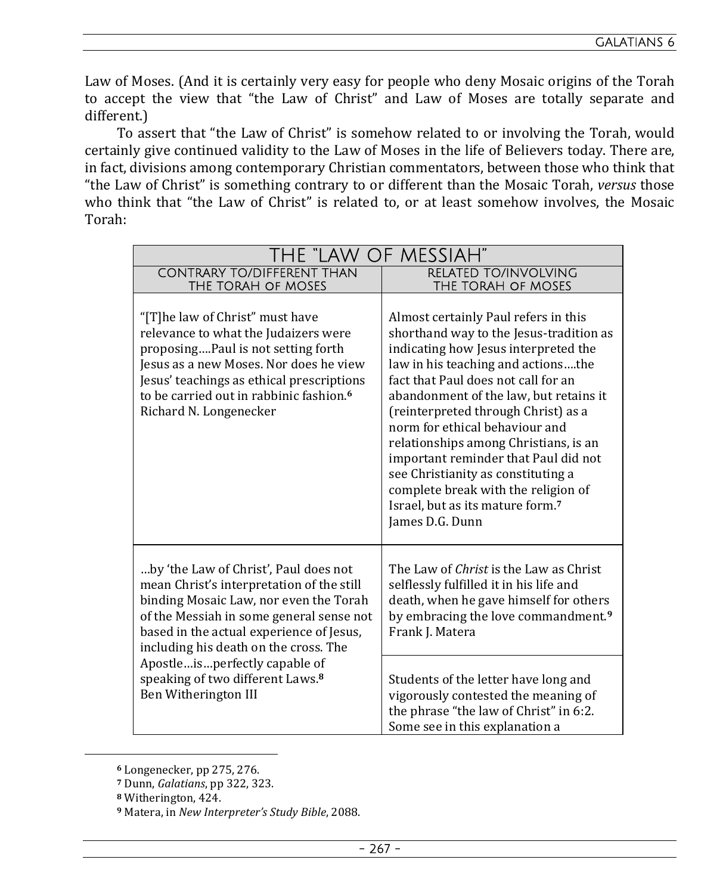Law of Moses. (And it is certainly very easy for people who deny Mosaic origins of the Torah to accept the view that "the Law of Christ" and Law of Moses are totally separate and different.)

To assert that "the Law of Christ" is somehow related to or involving the Torah, would certainly give continued validity to the Law of Moses in the life of Believers today. There are, in fact, divisions among contemporary Christian commentators, between those who think that "the Law of Christ" is something contrary to or different than the Mosaic Torah, *versus* those who think that "the Law of Christ" is related to, or at least somehow involves, the Mosaic Torah:

| THE "LAW OF MESSIAH" | |
|---|---|
| CONTRARY TO/DIFFERENT THAN THE TORAH OF MOSES | RELATED TO/INVOLVING THE TORAH OF MOSES |
| "[T]he law of Christ" must have relevance to what the Judaizers were proposing….Paul is not setting forth Jesus as a new Moses. Nor does he view Jesus' teachings as ethical prescriptions to be carried out in rabbinic fashion.[6] Richard N. Longenecker | Almost certainly Paul refers in this shorthand way to the Jesus-tradition as indicating how Jesus interpreted the law in his teaching and actions….the fact that Paul does not call for an abandonment of the law, but retains it (reinterpreted through Christ) as a norm for ethical behaviour and relationships among Christians, is an important reminder that Paul did not see Christianity as constituting a complete break with the religion of Israel, but as its mature form.[7] James D.G. Dunn |
| …by 'the Law of Christ', Paul does not mean Christ's interpretation of the still binding Mosaic Law, nor even the Torah of the Messiah in some general sense not based in the actual experience of Jesus, including his death on the cross. The Apostle…is…perfectly capable of speaking of two different Laws.[8] Ben Witherington III | The Law of *Christ* is the Law as Christ selflessly fulfilled it in his life and death, when he gave himself for others by embracing the love commandment.[9] Frank J. Matera |
| | Students of the letter have long and vigorously contested the meaning of the phrase "the law of Christ" in 6:2. Some see in this explanation a |

[6] Longenecker, pp 275, 276.

[7] Dunn, *Galatians*, pp 322, 323.

[8] Witherington, 424.

[9] Matera, in *New Interpreter's Study Bible*, 2088.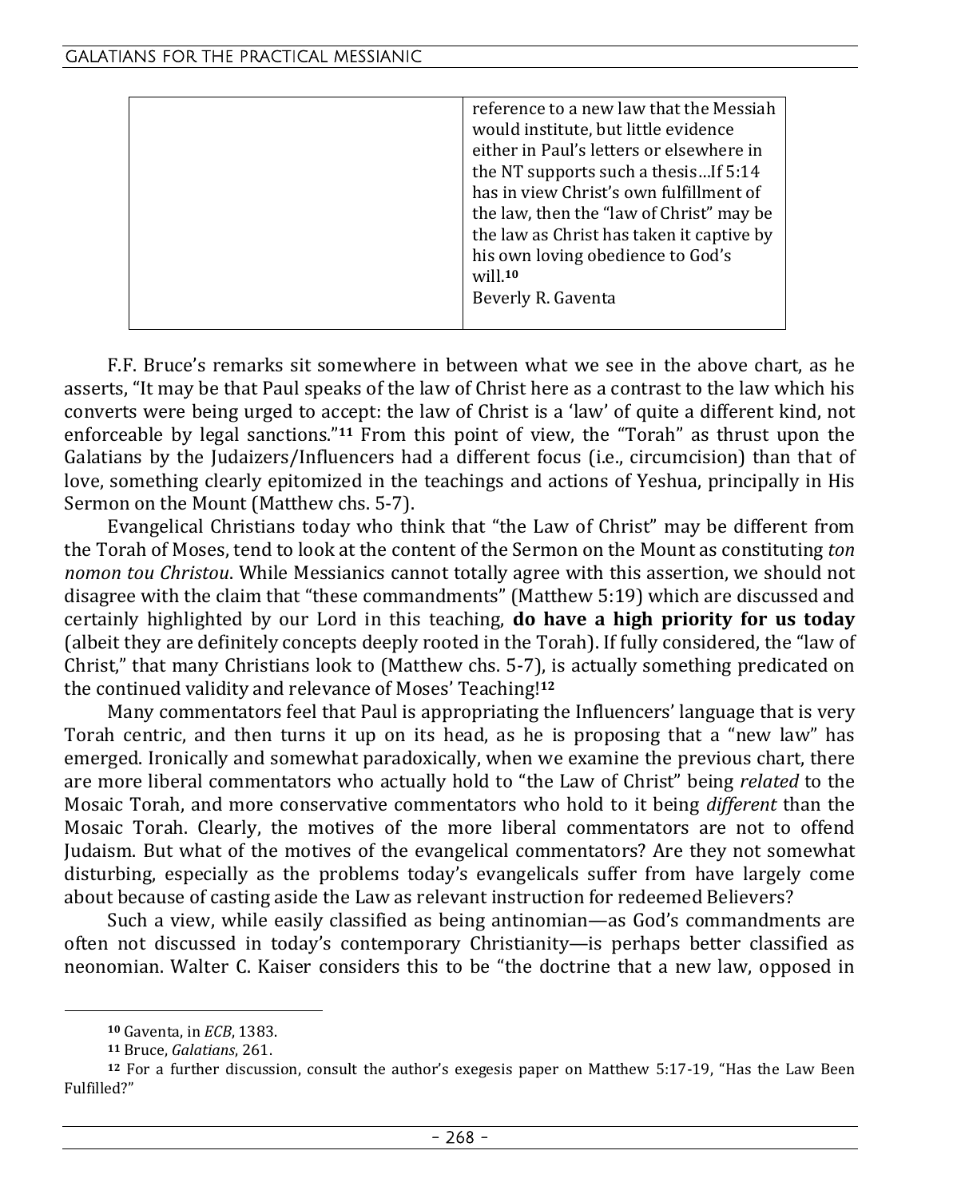| | |
|---|---|
| | reference to a new law that the Messiah would institute, but little evidence either in Paul's letters or elsewhere in the NT supports such a thesis…If 5:14 has in view Christ's own fulfillment of the law, then the "law of Christ" may be the law as Christ has taken it captive by his own loving obedience to God's will.[10] Beverly R. Gaventa |

F.F. Bruce's remarks sit somewhere in between what we see in the above chart, as he asserts, "It may be that Paul speaks of the law of Christ here as a contrast to the law which his converts were being urged to accept: the law of Christ is a 'law' of quite a different kind, not enforceable by legal sanctions."[11] From this point of view, the "Torah" as thrust upon the Galatians by the Judaizers/Influencers had a different focus (i.e., circumcision) than that of love, something clearly epitomized in the teachings and actions of Yeshua, principally in His Sermon on the Mount (Matthew chs. 5-7).

Evangelical Christians today who think that "the Law of Christ" may be different from the Torah of Moses, tend to look at the content of the Sermon on the Mount as constituting *ton nomon tou Christou*. While Messianics cannot totally agree with this assertion, we should not disagree with the claim that "these commandments" (Matthew 5:19) which are discussed and certainly highlighted by our Lord in this teaching, **do have a high priority for us today** (albeit they are definitely concepts deeply rooted in the Torah). If fully considered, the "law of Christ," that many Christians look to (Matthew chs. 5-7), is actually something predicated on the continued validity and relevance of Moses' Teaching![12]

Many commentators feel that Paul is appropriating the Influencers' language that is very Torah centric, and then turns it up on its head, as he is proposing that a "new law" has emerged. Ironically and somewhat paradoxically, when we examine the previous chart, there are more liberal commentators who actually hold to "the Law of Christ" being *related* to the Mosaic Torah, and more conservative commentators who hold to it being *different* than the Mosaic Torah. Clearly, the motives of the more liberal commentators are not to offend Judaism. But what of the motives of the evangelical commentators? Are they not somewhat disturbing, especially as the problems today's evangelicals suffer from have largely come about because of casting aside the Law as relevant instruction for redeemed Believers?

Such a view, while easily classified as being antinomian—as God's commandments are often not discussed in today's contemporary Christianity—is perhaps better classified as neonomian. Walter C. Kaiser considers this to be "the doctrine that a new law, opposed in

[10] Gaventa, in *ECB*, 1383.

[11] Bruce, *Galatians*, 261.

[12] For a further discussion, consult the author's exegesis paper on Matthew 5:17-19, "Has the Law Been Fulfilled?"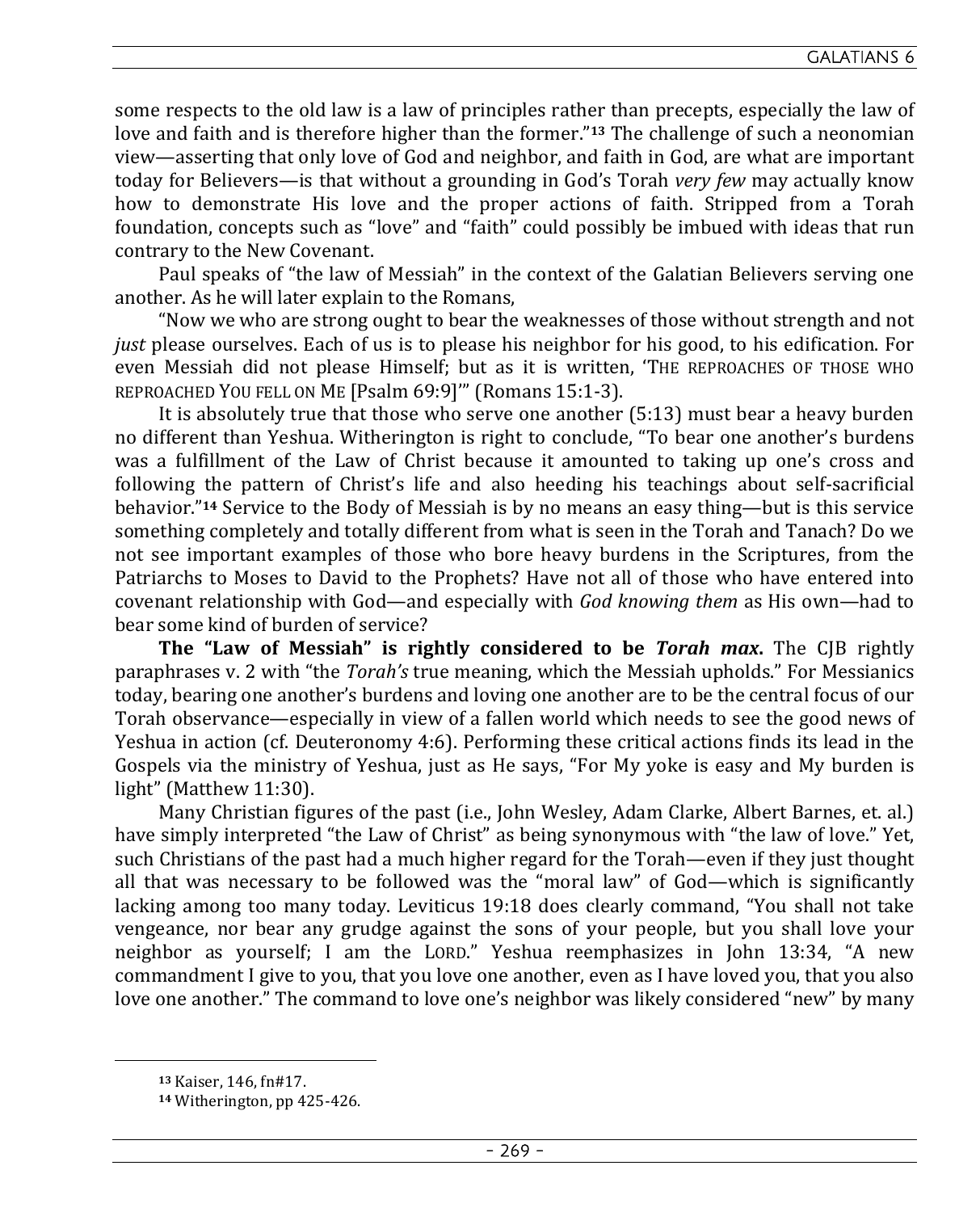some respects to the old law is a law of principles rather than precepts, especially the law of love and faith and is therefore higher than the former."[13] The challenge of such a neonomian view—asserting that only love of God and neighbor, and faith in God, are what are important today for Believers—is that without a grounding in God's Torah *very few* may actually know how to demonstrate His love and the proper actions of faith. Stripped from a Torah foundation, concepts such as "love" and "faith" could possibly be imbued with ideas that run contrary to the New Covenant.

Paul speaks of "the law of Messiah" in the context of the Galatian Believers serving one another. As he will later explain to the Romans,

"Now we who are strong ought to bear the weaknesses of those without strength and not *just* please ourselves. Each of us is to please his neighbor for his good, to his edification. For even Messiah did not please Himself; but as it is written, 'THE REPROACHES OF THOSE WHO REPROACHED YOU FELL ON ME [Psalm 69:9]'" (Romans 15:1-3).

It is absolutely true that those who serve one another (5:13) must bear a heavy burden no different than Yeshua. Witherington is right to conclude, "To bear one another's burdens was a fulfillment of the Law of Christ because it amounted to taking up one's cross and following the pattern of Christ's life and also heeding his teachings about self-sacrificial behavior."[14] Service to the Body of Messiah is by no means an easy thing—but is this service something completely and totally different from what is seen in the Torah and Tanach? Do we not see important examples of those who bore heavy burdens in the Scriptures, from the Patriarchs to Moses to David to the Prophets? Have not all of those who have entered into covenant relationship with God—and especially with *God knowing them* as His own—had to bear some kind of burden of service?

**The "Law of Messiah" is rightly considered to be *Torah max*.** The CJB rightly paraphrases v. 2 with "the *Torah's* true meaning, which the Messiah upholds." For Messianics today, bearing one another's burdens and loving one another are to be the central focus of our Torah observance—especially in view of a fallen world which needs to see the good news of Yeshua in action (cf. Deuteronomy 4:6). Performing these critical actions finds its lead in the Gospels via the ministry of Yeshua, just as He says, "For My yoke is easy and My burden is light" (Matthew 11:30).

Many Christian figures of the past (i.e., John Wesley, Adam Clarke, Albert Barnes, et. al.) have simply interpreted "the Law of Christ" as being synonymous with "the law of love." Yet, such Christians of the past had a much higher regard for the Torah—even if they just thought all that was necessary to be followed was the "moral law" of God—which is significantly lacking among too many today. Leviticus 19:18 does clearly command, "You shall not take vengeance, nor bear any grudge against the sons of your people, but you shall love your neighbor as yourself; I am the LORD." Yeshua reemphasizes in John 13:34, "A new commandment I give to you, that you love one another, even as I have loved you, that you also love one another." The command to love one's neighbor was likely considered "new" by many

---

[13] Kaiser, 146, fn#17.

[14] Witherington, pp 425-426.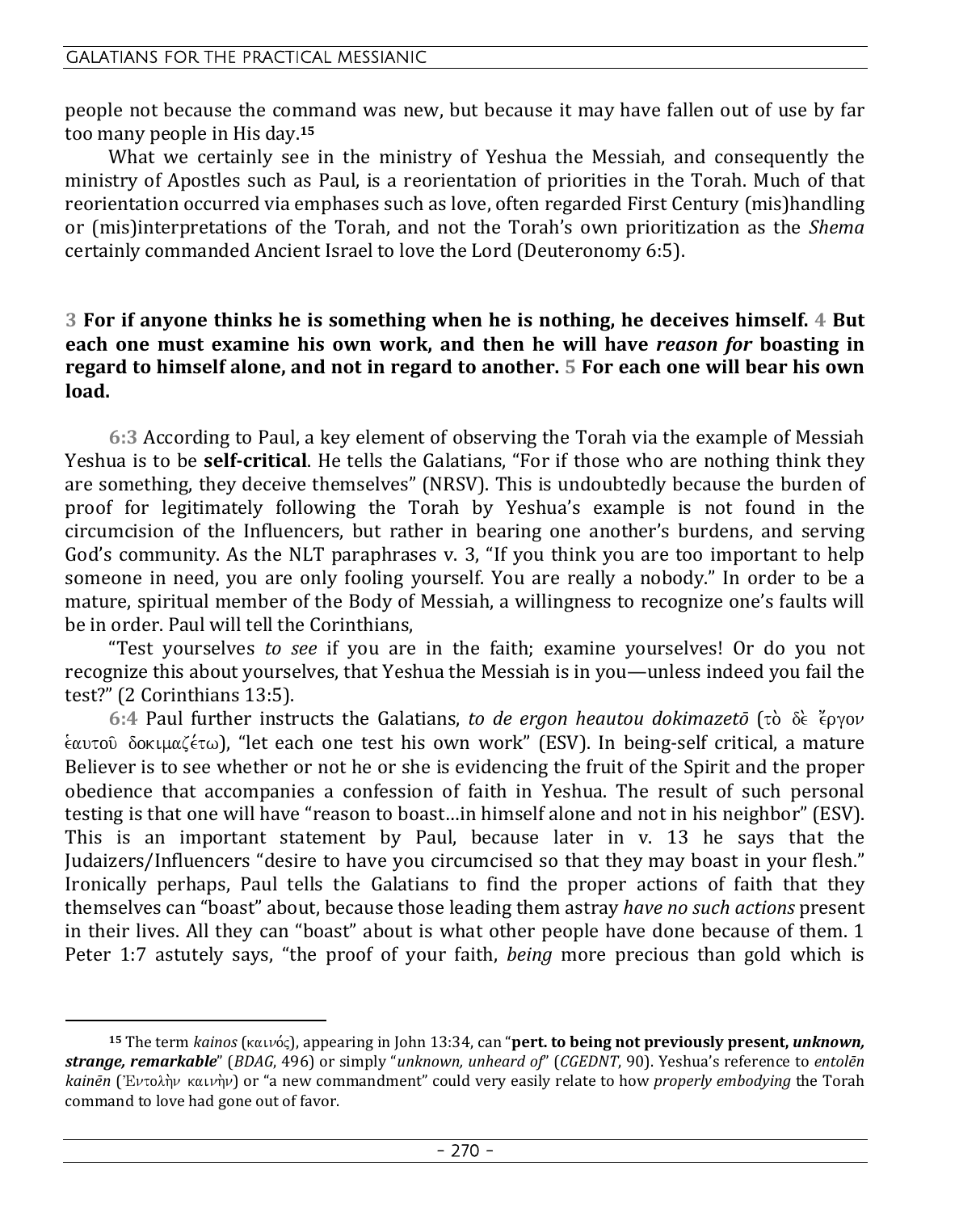people not because the command was new, but because it may have fallen out of use by far too many people in His day.[15]

What we certainly see in the ministry of Yeshua the Messiah, and consequently the ministry of Apostles such as Paul, is a reorientation of priorities in the Torah. Much of that reorientation occurred via emphases such as love, often regarded First Century (mis)handling or (mis)interpretations of the Torah, and not the Torah's own prioritization as the *Shema* certainly commanded Ancient Israel to love the Lord (Deuteronomy 6:5).

**3 For if anyone thinks he is something when he is nothing, he deceives himself. 4 But each one must examine his own work, and then he will have *reason for* boasting in regard to himself alone, and not in regard to another. 5 For each one will bear his own load.**

**6:3** According to Paul, a key element of observing the Torah via the example of Messiah Yeshua is to be **self-critical**. He tells the Galatians, "For if those who are nothing think they are something, they deceive themselves" (NRSV). This is undoubtedly because the burden of proof for legitimately following the Torah by Yeshua's example is not found in the circumcision of the Influencers, but rather in bearing one another's burdens, and serving God's community. As the NLT paraphrases v. 3, "If you think you are too important to help someone in need, you are only fooling yourself. You are really a nobody." In order to be a mature, spiritual member of the Body of Messiah, a willingness to recognize one's faults will be in order. Paul will tell the Corinthians,

"Test yourselves *to see* if you are in the faith; examine yourselves! Or do you not recognize this about yourselves, that Yeshua the Messiah is in you—unless indeed you fail the test?" (2 Corinthians 13:5).

**6:4** Paul further instructs the Galatians, *to de ergon heautou dokimazetō* (τὸ δὲ ἔργον ἑαυτοῦ δοκιμαζέτω), "let each one test his own work" (ESV). In being-self critical, a mature Believer is to see whether or not he or she is evidencing the fruit of the Spirit and the proper obedience that accompanies a confession of faith in Yeshua. The result of such personal testing is that one will have "reason to boast…in himself alone and not in his neighbor" (ESV). This is an important statement by Paul, because later in v. 13 he says that the Judaizers/Influencers "desire to have you circumcised so that they may boast in your flesh." Ironically perhaps, Paul tells the Galatians to find the proper actions of faith that they themselves can "boast" about, because those leading them astray *have no such actions* present in their lives. All they can "boast" about is what other people have done because of them. 1 Peter 1:7 astutely says, "the proof of your faith, *being* more precious than gold which is

[15] The term *kainos* (καινός), appearing in John 13:34, can "**pert. to being not previously present, *unknown, strange, remarkable***" (*BDAG*, 496) or simply "*unknown, unheard of*" (*CGEDNT*, 90). Yeshua's reference to *entolēn kainēn* (Ἐντολὴν καινὴν) or "a new commandment" could very easily relate to how *properly embodying* the Torah command to love had gone out of favor.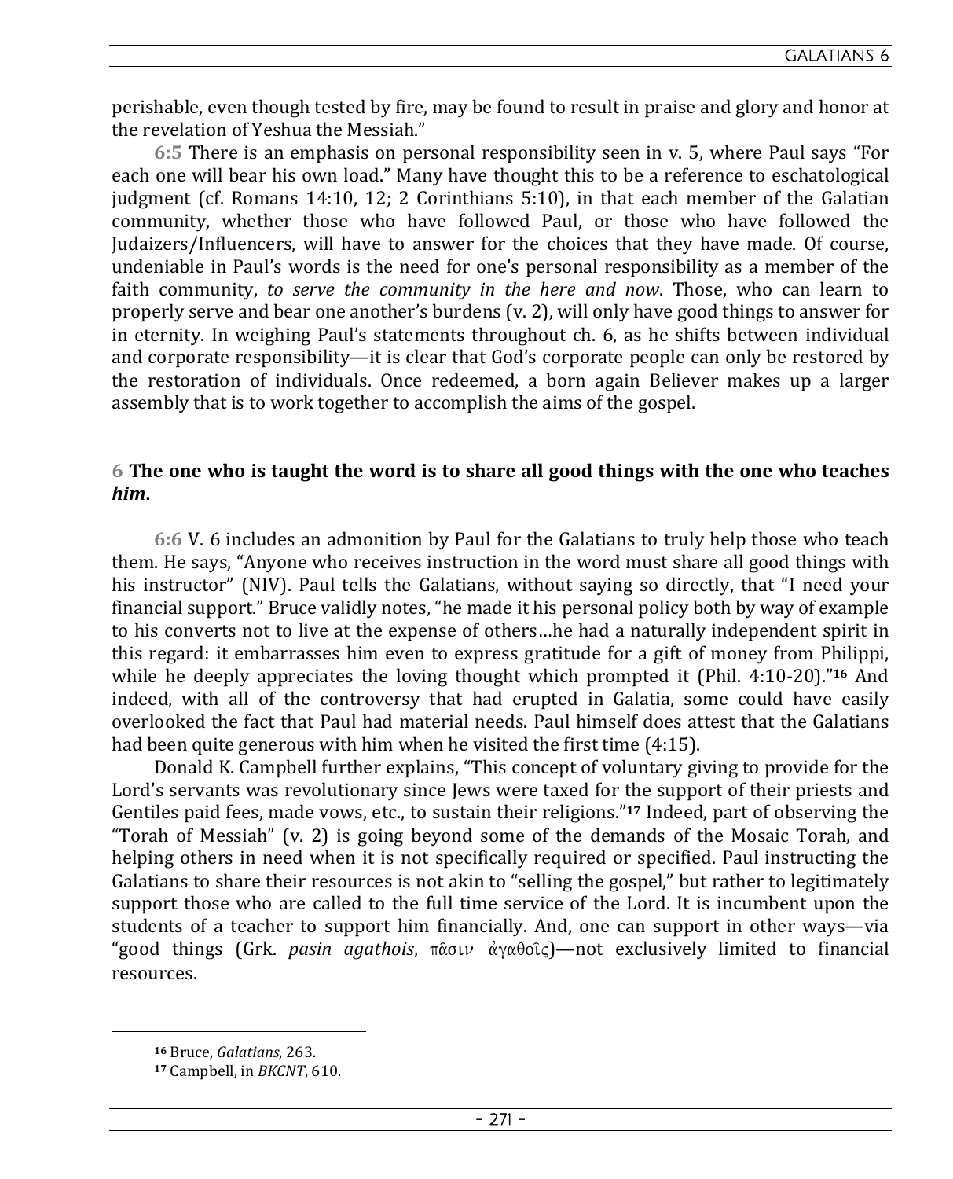perishable, even though tested by fire, may be found to result in praise and glory and honor at the revelation of Yeshua the Messiah."

**6:5** There is an emphasis on personal responsibility seen in v. 5, where Paul says "For each one will bear his own load." Many have thought this to be a reference to eschatological judgment (cf. Romans 14:10, 12; 2 Corinthians 5:10), in that each member of the Galatian community, whether those who have followed Paul, or those who have followed the Judaizers/Influencers, will have to answer for the choices that they have made. Of course, undeniable in Paul's words is the need for one's personal responsibility as a member of the faith community, *to serve the community in the here and now*. Those, who can learn to properly serve and bear one another's burdens (v. 2), will only have good things to answer for in eternity. In weighing Paul's statements throughout ch. 6, as he shifts between individual and corporate responsibility—it is clear that God's corporate people can only be restored by the restoration of individuals. Once redeemed, a born again Believer makes up a larger assembly that is to work together to accomplish the aims of the gospel.

**6 The one who is taught the word is to share all good things with the one who teaches *him*.**

**6:6** V. 6 includes an admonition by Paul for the Galatians to truly help those who teach them. He says, "Anyone who receives instruction in the word must share all good things with his instructor" (NIV). Paul tells the Galatians, without saying so directly, that "I need your financial support." Bruce validly notes, "he made it his personal policy both by way of example to his converts not to live at the expense of others…he had a naturally independent spirit in this regard: it embarrasses him even to express gratitude for a gift of money from Philippi, while he deeply appreciates the loving thought which prompted it (Phil. 4:10-20)."[16] And indeed, with all of the controversy that had erupted in Galatia, some could have easily overlooked the fact that Paul had material needs. Paul himself does attest that the Galatians had been quite generous with him when he visited the first time (4:15).

Donald K. Campbell further explains, "This concept of voluntary giving to provide for the Lord's servants was revolutionary since Jews were taxed for the support of their priests and Gentiles paid fees, made vows, etc., to sustain their religions."[17] Indeed, part of observing the "Torah of Messiah" (v. 2) is going beyond some of the demands of the Mosaic Torah, and helping others in need when it is not specifically required or specified. Paul instructing the Galatians to share their resources is not akin to "selling the gospel," but rather to legitimately support those who are called to the full time service of the Lord. It is incumbent upon the students of a teacher to support him financially. And, one can support in other ways—via "good things (Grk. *pasin agathois*, πᾶσιν ἀγαθοῖς)—not exclusively limited to financial resources.

---

[16] Bruce, *Galatians*, 263.

[17] Campbell, in *BKCNT*, 610.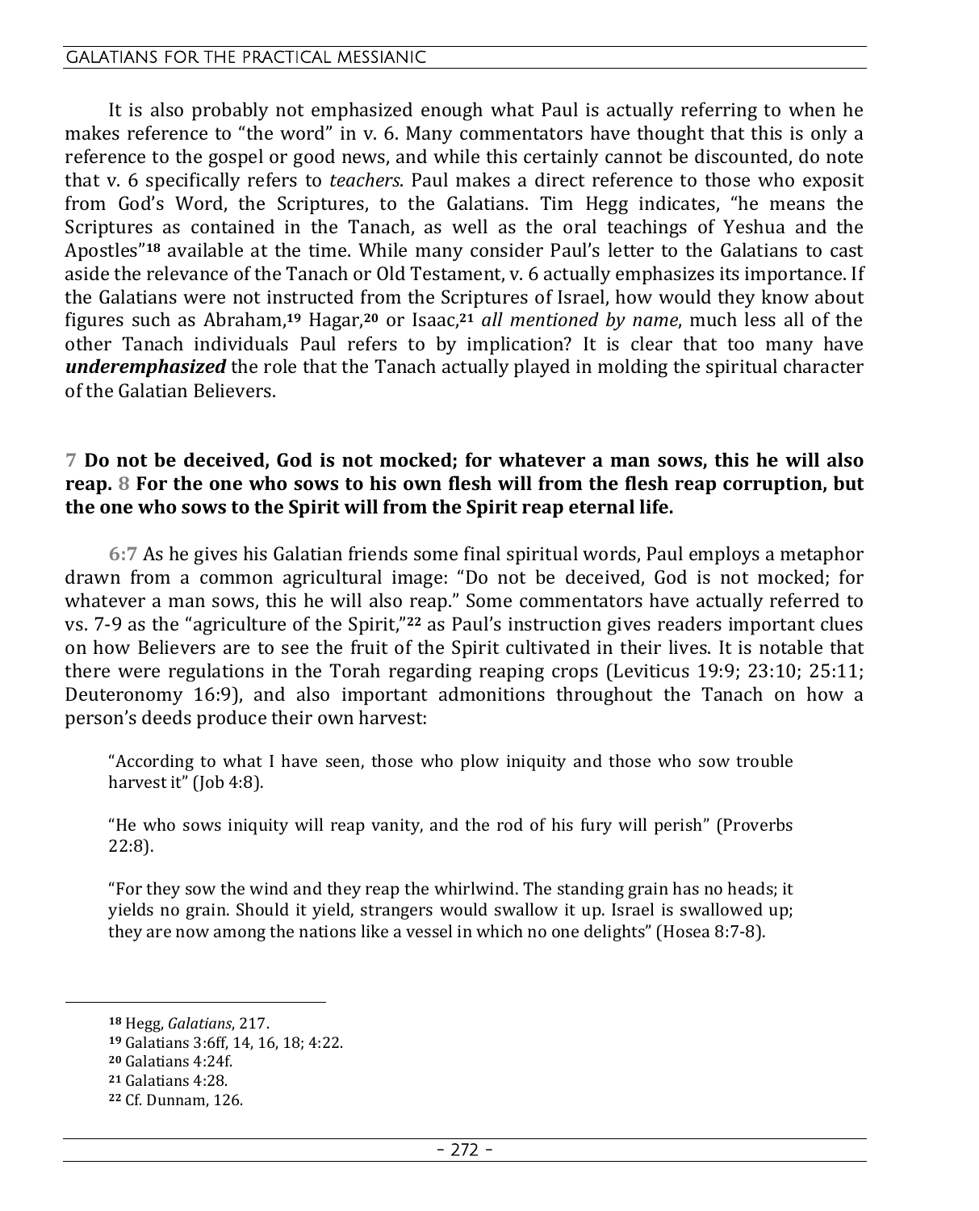It is also probably not emphasized enough what Paul is actually referring to when he makes reference to "the word" in v. 6. Many commentators have thought that this is only a reference to the gospel or good news, and while this certainly cannot be discounted, do note that v. 6 specifically refers to *teachers*. Paul makes a direct reference to those who exposit from God's Word, the Scriptures, to the Galatians. Tim Hegg indicates, "he means the Scriptures as contained in the Tanach, as well as the oral teachings of Yeshua and the Apostles"[18] available at the time. While many consider Paul's letter to the Galatians to cast aside the relevance of the Tanach or Old Testament, v. 6 actually emphasizes its importance. If the Galatians were not instructed from the Scriptures of Israel, how would they know about figures such as Abraham,[19] Hagar,[20] or Isaac,[21] *all mentioned by name*, much less all of the other Tanach individuals Paul refers to by implication? It is clear that too many have ***underemphasized*** the role that the Tanach actually played in molding the spiritual character of the Galatian Believers.

**7 Do not be deceived, God is not mocked; for whatever a man sows, this he will also reap. 8 For the one who sows to his own flesh will from the flesh reap corruption, but the one who sows to the Spirit will from the Spirit reap eternal life.**

**6:7** As he gives his Galatian friends some final spiritual words, Paul employs a metaphor drawn from a common agricultural image: "Do not be deceived, God is not mocked; for whatever a man sows, this he will also reap." Some commentators have actually referred to vs. 7-9 as the "agriculture of the Spirit,"[22] as Paul's instruction gives readers important clues on how Believers are to see the fruit of the Spirit cultivated in their lives. It is notable that there were regulations in the Torah regarding reaping crops (Leviticus 19:9; 23:10; 25:11; Deuteronomy 16:9), and also important admonitions throughout the Tanach on how a person's deeds produce their own harvest:

> "According to what I have seen, those who plow iniquity and those who sow trouble harvest it" (Job 4:8).
>
> "He who sows iniquity will reap vanity, and the rod of his fury will perish" (Proverbs 22:8).
>
> "For they sow the wind and they reap the whirlwind. The standing grain has no heads; it yields no grain. Should it yield, strangers would swallow it up. Israel is swallowed up; they are now among the nations like a vessel in which no one delights" (Hosea 8:7-8).

---

[18] Hegg, *Galatians*, 217.
[19] Galatians 3:6ff, 14, 16, 18; 4:22.
[20] Galatians 4:24f.
[21] Galatians 4:28.
[22] Cf. Dunnam, 126.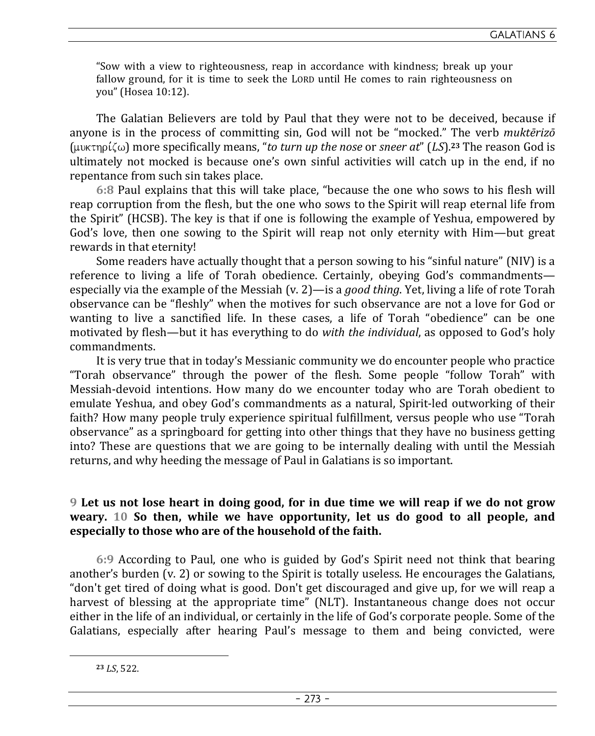> "Sow with a view to righteousness, reap in accordance with kindness; break up your fallow ground, for it is time to seek the LORD until He comes to rain righteousness on you" (Hosea 10:12).

The Galatian Believers are told by Paul that they were not to be deceived, because if anyone is in the process of committing sin, God will not be "mocked." The verb *muktērizō* (μυκτηρίζω) more specifically means, "*to turn up the nose* or *sneer at*" (*LS*).[23] The reason God is ultimately not mocked is because one's own sinful activities will catch up in the end, if no repentance from such sin takes place.

**6:8** Paul explains that this will take place, "because the one who sows to his flesh will reap corruption from the flesh, but the one who sows to the Spirit will reap eternal life from the Spirit" (HCSB). The key is that if one is following the example of Yeshua, empowered by God's love, then one sowing to the Spirit will reap not only eternity with Him—but great rewards in that eternity!

Some readers have actually thought that a person sowing to his "sinful nature" (NIV) is a reference to living a life of Torah obedience. Certainly, obeying God's commandments—especially via the example of the Messiah (v. 2)—is a *good thing*. Yet, living a life of rote Torah observance can be "fleshly" when the motives for such observance are not a love for God or wanting to live a sanctified life. In these cases, a life of Torah "obedience" can be one motivated by flesh—but it has everything to do *with the individual*, as opposed to God's holy commandments.

It is very true that in today's Messianic community we do encounter people who practice "Torah observance" through the power of the flesh. Some people "follow Torah" with Messiah-devoid intentions. How many do we encounter today who are Torah obedient to emulate Yeshua, and obey God's commandments as a natural, Spirit-led outworking of their faith? How many people truly experience spiritual fulfillment, versus people who use "Torah observance" as a springboard for getting into other things that they have no business getting into? These are questions that we are going to be internally dealing with until the Messiah returns, and why heeding the message of Paul in Galatians is so important.

**9 Let us not lose heart in doing good, for in due time we will reap if we do not grow weary. 10 So then, while we have opportunity, let us do good to all people, and especially to those who are of the household of the faith.**

**6:9** According to Paul, one who is guided by God's Spirit need not think that bearing another's burden (v. 2) or sowing to the Spirit is totally useless. He encourages the Galatians, "don't get tired of doing what is good. Don't get discouraged and give up, for we will reap a harvest of blessing at the appropriate time" (NLT). Instantaneous change does not occur either in the life of an individual, or certainly in the life of God's corporate people. Some of the Galatians, especially after hearing Paul's message to them and being convicted, were

---

[23] *LS*, 522.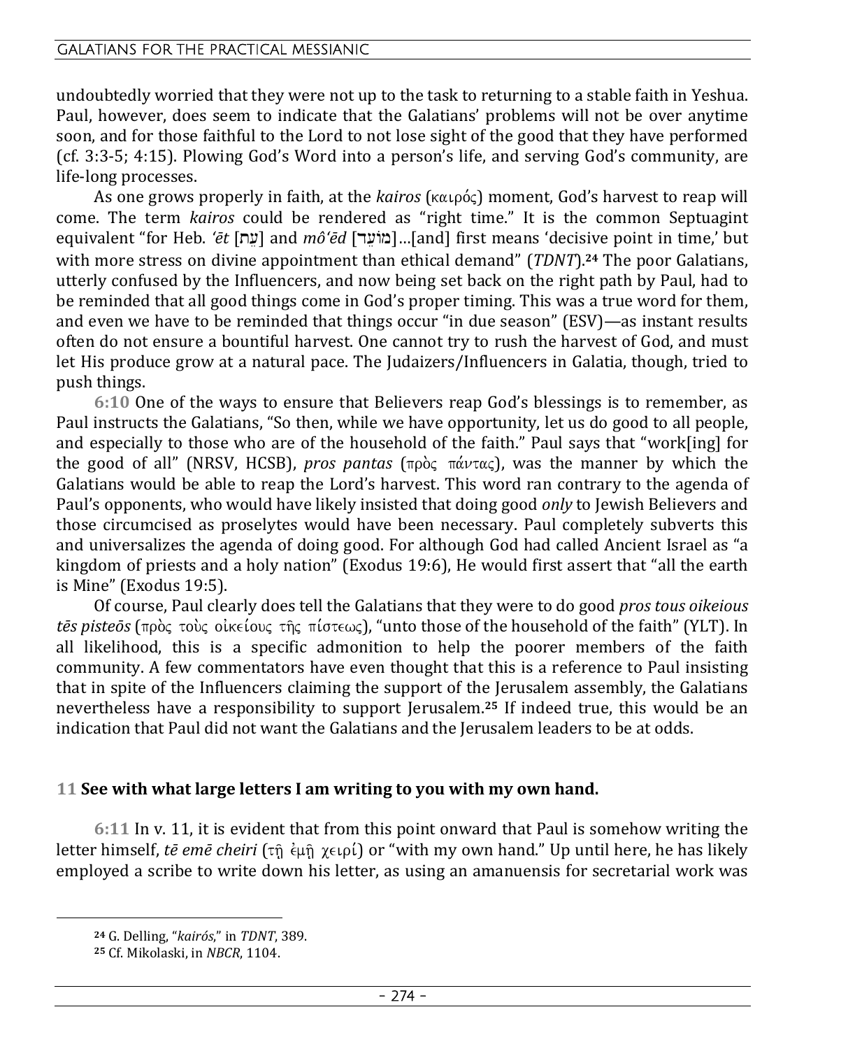undoubtedly worried that they were not up to the task to returning to a stable faith in Yeshua. Paul, however, does seem to indicate that the Galatians' problems will not be over anytime soon, and for those faithful to the Lord to not lose sight of the good that they have performed (cf. 3:3-5; 4:15). Plowing God's Word into a person's life, and serving God's community, are life-long processes.

As one grows properly in faith, at the *kairos* (καιρός) moment, God's harvest to reap will come. The term *kairos* could be rendered as "right time." It is the common Septuagint equivalent "for Heb. *'ēt* [עֵת] and *mô'ēd* [מוֹעֵד]...[and] first means 'decisive point in time,' but with more stress on divine appointment than ethical demand" (*TDNT*).[24] The poor Galatians, utterly confused by the Influencers, and now being set back on the right path by Paul, had to be reminded that all good things come in God's proper timing. This was a true word for them, and even we have to be reminded that things occur "in due season" (ESV)—as instant results often do not ensure a bountiful harvest. One cannot try to rush the harvest of God, and must let His produce grow at a natural pace. The Judaizers/Influencers in Galatia, though, tried to push things.

**6:10** One of the ways to ensure that Believers reap God's blessings is to remember, as Paul instructs the Galatians, "So then, while we have opportunity, let us do good to all people, and especially to those who are of the household of the faith." Paul says that "work[ing] for the good of all" (NRSV, HCSB), *pros pantas* (πρὸς πάντας), was the manner by which the Galatians would be able to reap the Lord's harvest. This word ran contrary to the agenda of Paul's opponents, who would have likely insisted that doing good *only* to Jewish Believers and those circumcised as proselytes would have been necessary. Paul completely subverts this and universalizes the agenda of doing good. For although God had called Ancient Israel as "a kingdom of priests and a holy nation" (Exodus 19:6), He would first assert that "all the earth is Mine" (Exodus 19:5).

Of course, Paul clearly does tell the Galatians that they were to do good *pros tous oikeious tēs pisteōs* (πρὸς τοὺς οἰκείους τῆς πίστεως), "unto those of the household of the faith" (YLT). In all likelihood, this is a specific admonition to help the poorer members of the faith community. A few commentators have even thought that this is a reference to Paul insisting that in spite of the Influencers claiming the support of the Jerusalem assembly, the Galatians nevertheless have a responsibility to support Jerusalem.[25] If indeed true, this would be an indication that Paul did not want the Galatians and the Jerusalem leaders to be at odds.

**11 See with what large letters I am writing to you with my own hand.**

**6:11** In v. 11, it is evident that from this point onward that Paul is somehow writing the letter himself, *tē emē cheiri* (τῇ ἐμῇ χειρί) or "with my own hand." Up until here, he has likely employed a scribe to write down his letter, as using an amanuensis for secretarial work was

---

[24] G. Delling, "*kairós*," in *TDNT*, 389.

[25] Cf. Mikolaski, in *NBCR*, 1104.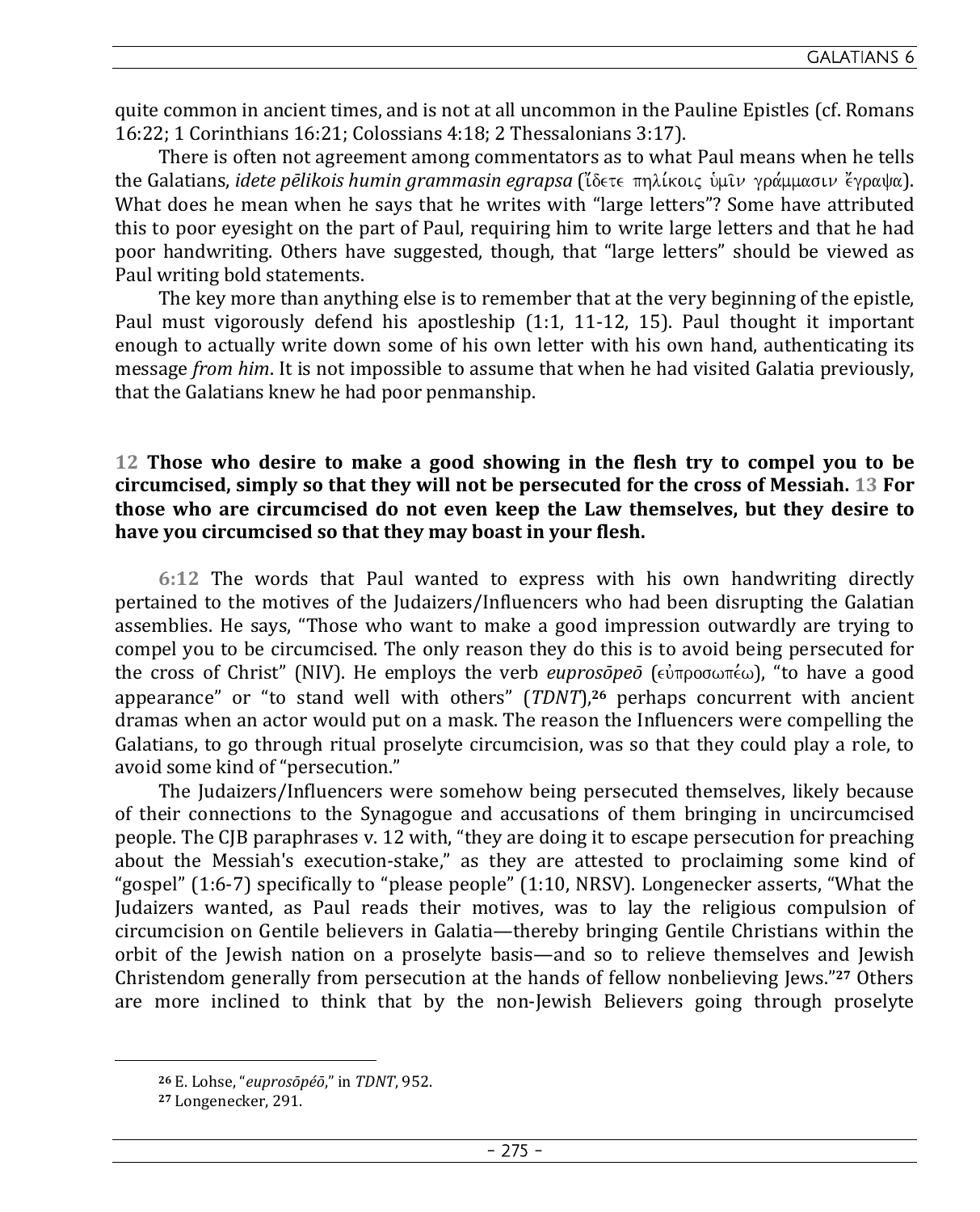quite common in ancient times, and is not at all uncommon in the Pauline Epistles (cf. Romans 16:22; 1 Corinthians 16:21; Colossians 4:18; 2 Thessalonians 3:17).

There is often not agreement among commentators as to what Paul means when he tells the Galatians, *idete pēlikois humin grammasin egrapsa* (ἴδετε πηλίκοις ὑμῖν γράμμασιν ἔγραψα). What does he mean when he says that he writes with "large letters"? Some have attributed this to poor eyesight on the part of Paul, requiring him to write large letters and that he had poor handwriting. Others have suggested, though, that "large letters" should be viewed as Paul writing bold statements.

The key more than anything else is to remember that at the very beginning of the epistle, Paul must vigorously defend his apostleship (1:1, 11-12, 15). Paul thought it important enough to actually write down some of his own letter with his own hand, authenticating its message *from him*. It is not impossible to assume that when he had visited Galatia previously, that the Galatians knew he had poor penmanship.

**12 Those who desire to make a good showing in the flesh try to compel you to be circumcised, simply so that they will not be persecuted for the cross of Messiah. 13 For those who are circumcised do not even keep the Law themselves, but they desire to have you circumcised so that they may boast in your flesh.**

6:12 The words that Paul wanted to express with his own handwriting directly pertained to the motives of the Judaizers/Influencers who had been disrupting the Galatian assemblies. He says, "Those who want to make a good impression outwardly are trying to compel you to be circumcised. The only reason they do this is to avoid being persecuted for the cross of Christ" (NIV). He employs the verb *euprosōpeō* (εὐπροσωπέω), "to have a good appearance" or "to stand well with others" (*TDNT*),[26] perhaps concurrent with ancient dramas when an actor would put on a mask. The reason the Influencers were compelling the Galatians, to go through ritual proselyte circumcision, was so that they could play a role, to avoid some kind of "persecution."

The Judaizers/Influencers were somehow being persecuted themselves, likely because of their connections to the Synagogue and accusations of them bringing in uncircumcised people. The CJB paraphrases v. 12 with, "they are doing it to escape persecution for preaching about the Messiah's execution-stake," as they are attested to proclaiming some kind of "gospel" (1:6-7) specifically to "please people" (1:10, NRSV). Longenecker asserts, "What the Judaizers wanted, as Paul reads their motives, was to lay the religious compulsion of circumcision on Gentile believers in Galatia—thereby bringing Gentile Christians within the orbit of the Jewish nation on a proselyte basis—and so to relieve themselves and Jewish Christendom generally from persecution at the hands of fellow nonbelieving Jews."[27] Others are more inclined to think that by the non-Jewish Believers going through proselyte

---

[26] E. Lohse, "*euprosōpéō*," in *TDNT*, 952.

[27] Longenecker, 291.